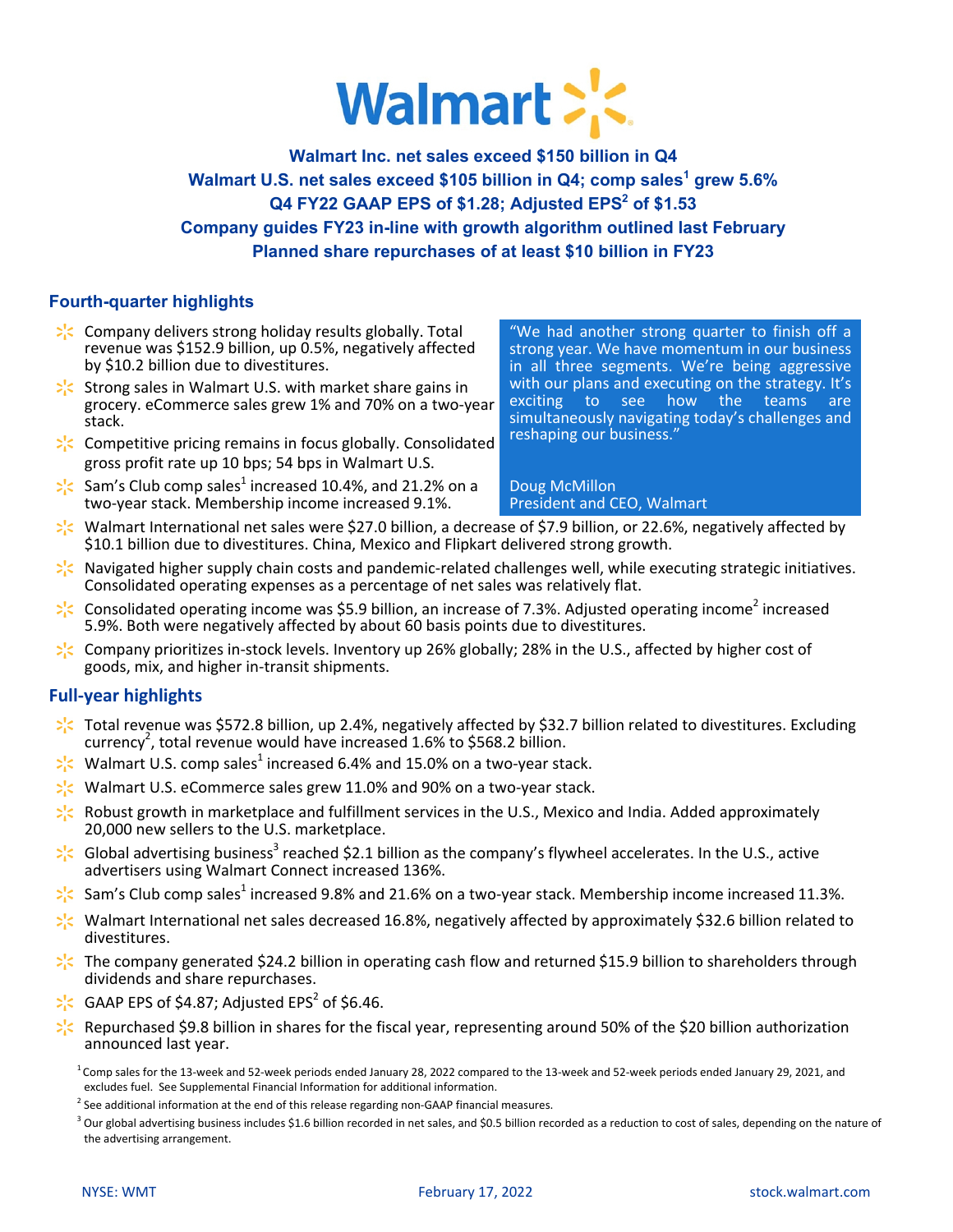# Walmart

**Walmart Inc. net sales exceed $150 billion in Q4**
**Walmart U.S. net sales exceed $105 billion in Q4; comp sales[1] grew 5.6%**
**Q4 FY22 GAAP EPS of $1.28; Adjusted EPS[2] of $1.53**
**Company guides FY23 in-line with growth algorithm outlined last February**
**Planned share repurchases of at least $10 billion in FY23**

## Fourth-quarter highlights

- Company delivers strong holiday results globally. Total revenue was $152.9 billion, up 0.5%, negatively affected by $10.2 billion due to divestitures.
- Strong sales in Walmart U.S. with market share gains in grocery. eCommerce sales grew 1% and 70% on a two-year stack.
- Competitive pricing remains in focus globally. Consolidated gross profit rate up 10 bps; 54 bps in Walmart U.S.
- Sam's Club comp sales[1] increased 10.4%, and 21.2% on a two-year stack. Membership income increased 9.1%.

> "We had another strong quarter to finish off a strong year. We have momentum in our business in all three segments. We're being aggressive with our plans and executing on the strategy. It's exciting to see how the teams are simultaneously navigating today's challenges and reshaping our business."
>
> Doug McMillon
> President and CEO, Walmart

- Walmart International net sales were $27.0 billion, a decrease of $7.9 billion, or 22.6%, negatively affected by $10.1 billion due to divestitures. China, Mexico and Flipkart delivered strong growth.
- Navigated higher supply chain costs and pandemic-related challenges well, while executing strategic initiatives. Consolidated operating expenses as a percentage of net sales was relatively flat.
- Consolidated operating income was $5.9 billion, an increase of 7.3%. Adjusted operating income[2] increased 5.9%. Both were negatively affected by about 60 basis points due to divestitures.
- Company prioritizes in-stock levels. Inventory up 26% globally; 28% in the U.S., affected by higher cost of goods, mix, and higher in-transit shipments.

## Full-year highlights

- Total revenue was $572.8 billion, up 2.4%, negatively affected by $32.7 billion related to divestitures. Excluding currency[2], total revenue would have increased 1.6% to $568.2 billion.
- Walmart U.S. comp sales[1] increased 6.4% and 15.0% on a two-year stack.
- Walmart U.S. eCommerce sales grew 11.0% and 90% on a two-year stack.
- Robust growth in marketplace and fulfillment services in the U.S., Mexico and India. Added approximately 20,000 new sellers to the U.S. marketplace.
- Global advertising business[3] reached $2.1 billion as the company's flywheel accelerates. In the U.S., active advertisers using Walmart Connect increased 136%.
- Sam's Club comp sales[1] increased 9.8% and 21.6% on a two-year stack. Membership income increased 11.3%.
- Walmart International net sales decreased 16.8%, negatively affected by approximately $32.6 billion related to divestitures.
- The company generated $24.2 billion in operating cash flow and returned $15.9 billion to shareholders through dividends and share repurchases.
- GAAP EPS of $4.87; Adjusted EPS[2] of $6.46.
- Repurchased $9.8 billion in shares for the fiscal year, representing around 50% of the $20 billion authorization announced last year.

[1] Comp sales for the 13-week and 52-week periods ended January 28, 2022 compared to the 13-week and 52-week periods ended January 29, 2021, and excludes fuel. See Supplemental Financial Information for additional information.

[2] See additional information at the end of this release regarding non-GAAP financial measures.

[3] Our global advertising business includes $1.6 billion recorded in net sales, and $0.5 billion recorded as a reduction to cost of sales, depending on the nature of the advertising arrangement.

NYSE: WMT | February 17, 2022 | stock.walmart.com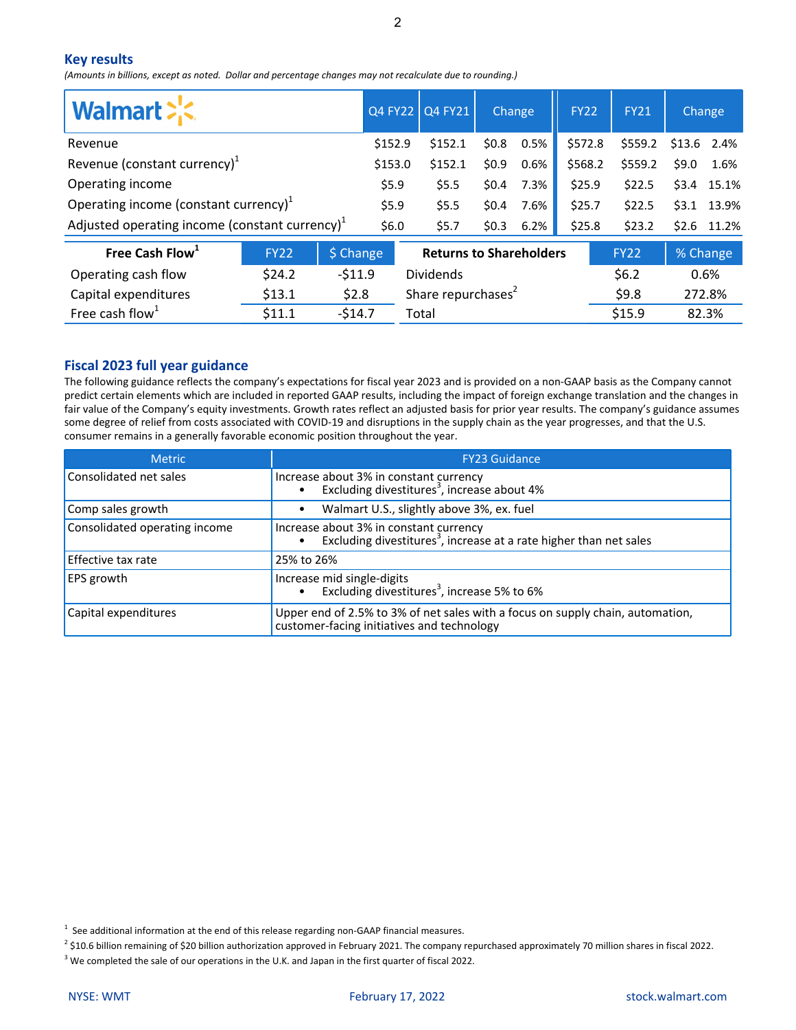## Key results

*(Amounts in billions, except as noted. Dollar and percentage changes may not recalculate due to rounding.)*

| Walmart | Q4 FY22 | Q4 FY21 | Change | | FY22 | FY21 | Change | |
|---|---|---|---|---|---|---|---|---|
| Revenue | $152.9 | $152.1 | $0.8 | 0.5% | $572.8 | $559.2 | $13.6 | 2.4% |
| Revenue (constant currency)[1] | $153.0 | $152.1 | $0.9 | 0.6% | $568.2 | $559.2 | $9.0 | 1.6% |
| Operating income | $5.9 | $5.5 | $0.4 | 7.3% | $25.9 | $22.5 | $3.4 | 15.1% |
| Operating income (constant currency)[1] | $5.9 | $5.5 | $0.4 | 7.6% | $25.7 | $22.5 | $3.1 | 13.9% |
| Adjusted operating income (constant currency)[1] | $6.0 | $5.7 | $0.3 | 6.2% | $25.8 | $23.2 | $2.6 | 11.2% |

| Free Cash Flow[1] | FY22 | $ Change |
|---|---|---|
| Operating cash flow | $24.2 | -$11.9 |
| Capital expenditures | $13.1 | $2.8 |
| Free cash flow[1] | $11.1 | -$14.7 |

| Returns to Shareholders | FY22 | % Change |
|---|---|---|
| Dividends | $6.2 | 0.6% |
| Share repurchases[2] | $9.8 | 272.8% |
| Total | $15.9 | 82.3% |

## Fiscal 2023 full year guidance

The following guidance reflects the company's expectations for fiscal year 2023 and is provided on a non-GAAP basis as the Company cannot predict certain elements which are included in reported GAAP results, including the impact of foreign exchange translation and the changes in fair value of the Company's equity investments. Growth rates reflect an adjusted basis for prior year results. The company's guidance assumes some degree of relief from costs associated with COVID-19 and disruptions in the supply chain as the year progresses, and that the U.S. consumer remains in a generally favorable economic position throughout the year.

| Metric | FY23 Guidance |
|---|---|
| Consolidated net sales | Increase about 3% in constant currency<br>• Excluding divestitures[3], increase about 4% |
| Comp sales growth | • Walmart U.S., slightly above 3%, ex. fuel |
| Consolidated operating income | Increase about 3% in constant currency<br>• Excluding divestitures[3], increase at a rate higher than net sales |
| Effective tax rate | 25% to 26% |
| EPS growth | Increase mid single-digits<br>• Excluding divestitures[3], increase 5% to 6% |
| Capital expenditures | Upper end of 2.5% to 3% of net sales with a focus on supply chain, automation, customer-facing initiatives and technology |

[1] See additional information at the end of this release regarding non-GAAP financial measures.

[2] $10.6 billion remaining of $20 billion authorization approved in February 2021. The company repurchased approximately 70 million shares in fiscal 2022.

[3] We completed the sale of our operations in the U.K. and Japan in the first quarter of fiscal 2022.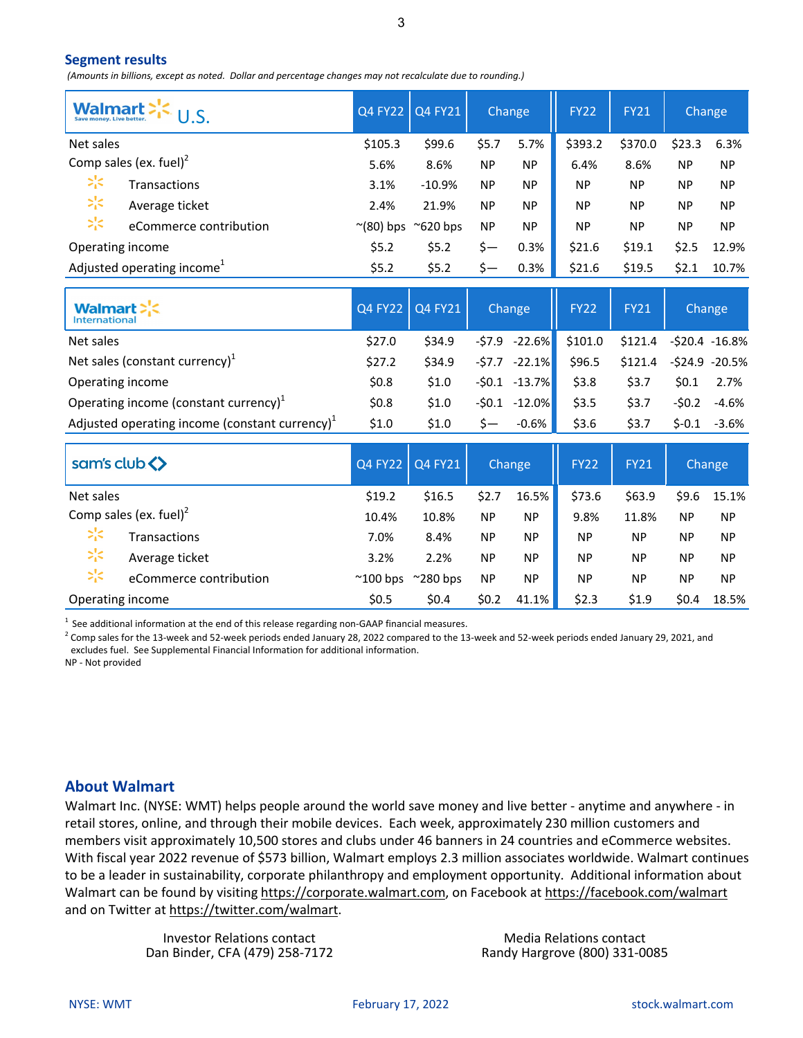### Segment results

*(Amounts in billions, except as noted. Dollar and percentage changes may not recalculate due to rounding.)*

| Walmart U.S. | Q4 FY22 | Q4 FY21 | Change | | FY22 | FY21 | Change | |
|---|---|---|---|---|---|---|---|---|
| Net sales | $105.3 | $99.6 | $5.7 | 5.7% | $393.2 | $370.0 | $23.3 | 6.3% |
| Comp sales (ex. fuel)[2] | 5.6% | 8.6% | NP | NP | 6.4% | 8.6% | NP | NP |
| Transactions | 3.1% | -10.9% | NP | NP | NP | NP | NP | NP |
| Average ticket | 2.4% | 21.9% | NP | NP | NP | NP | NP | NP |
| eCommerce contribution | ~(80) bps | ~620 bps | NP | NP | NP | NP | NP | NP |
| Operating income | $5.2 | $5.2 | $— | 0.3% | $21.6 | $19.1 | $2.5 | 12.9% |
| Adjusted operating income[1] | $5.2 | $5.2 | $— | 0.3% | $21.6 | $19.5 | $2.1 | 10.7% |

| Walmart International | Q4 FY22 | Q4 FY21 | Change | | FY22 | FY21 | Change | |
|---|---|---|---|---|---|---|---|---|
| Net sales | $27.0 | $34.9 | -$7.9 | -22.6% | $101.0 | $121.4 | -$20.4 | -16.8% |
| Net sales (constant currency)[1] | $27.2 | $34.9 | -$7.7 | -22.1% | $96.5 | $121.4 | -$24.9 | -20.5% |
| Operating income | $0.8 | $1.0 | -$0.1 | -13.7% | $3.8 | $3.7 | $0.1 | 2.7% |
| Operating income (constant currency)[1] | $0.8 | $1.0 | -$0.1 | -12.0% | $3.5 | $3.7 | -$0.2 | -4.6% |
| Adjusted operating income (constant currency)[1] | $1.0 | $1.0 | $— | -0.6% | $3.6 | $3.7 | $-0.1 | -3.6% |

| sam's club | Q4 FY22 | Q4 FY21 | Change | | FY22 | FY21 | Change | |
|---|---|---|---|---|---|---|---|---|
| Net sales | $19.2 | $16.5 | $2.7 | 16.5% | $73.6 | $63.9 | $9.6 | 15.1% |
| Comp sales (ex. fuel)[2] | 10.4% | 10.8% | NP | NP | 9.8% | 11.8% | NP | NP |
| Transactions | 7.0% | 8.4% | NP | NP | NP | NP | NP | NP |
| Average ticket | 3.2% | 2.2% | NP | NP | NP | NP | NP | NP |
| eCommerce contribution | ~100 bps | ~280 bps | NP | NP | NP | NP | NP | NP |
| Operating income | $0.5 | $0.4 | $0.2 | 41.1% | $2.3 | $1.9 | $0.4 | 18.5% |

[1] See additional information at the end of this release regarding non-GAAP financial measures.

[2] Comp sales for the 13-week and 52-week periods ended January 28, 2022 compared to the 13-week and 52-week periods ended January 29, 2021, and excludes fuel. See Supplemental Financial Information for additional information.

NP - Not provided

### About Walmart

Walmart Inc. (NYSE: WMT) helps people around the world save money and live better - anytime and anywhere - in retail stores, online, and through their mobile devices. Each week, approximately 230 million customers and members visit approximately 10,500 stores and clubs under 46 banners in 24 countries and eCommerce websites. With fiscal year 2022 revenue of $573 billion, Walmart employs 2.3 million associates worldwide. Walmart continues to be a leader in sustainability, corporate philanthropy and employment opportunity. Additional information about Walmart can be found by visiting https://corporate.walmart.com, on Facebook at https://facebook.com/walmart and on Twitter at https://twitter.com/walmart.

Investor Relations contact
Dan Binder, CFA (479) 258-7172

Media Relations contact
Randy Hargrove (800) 331-0085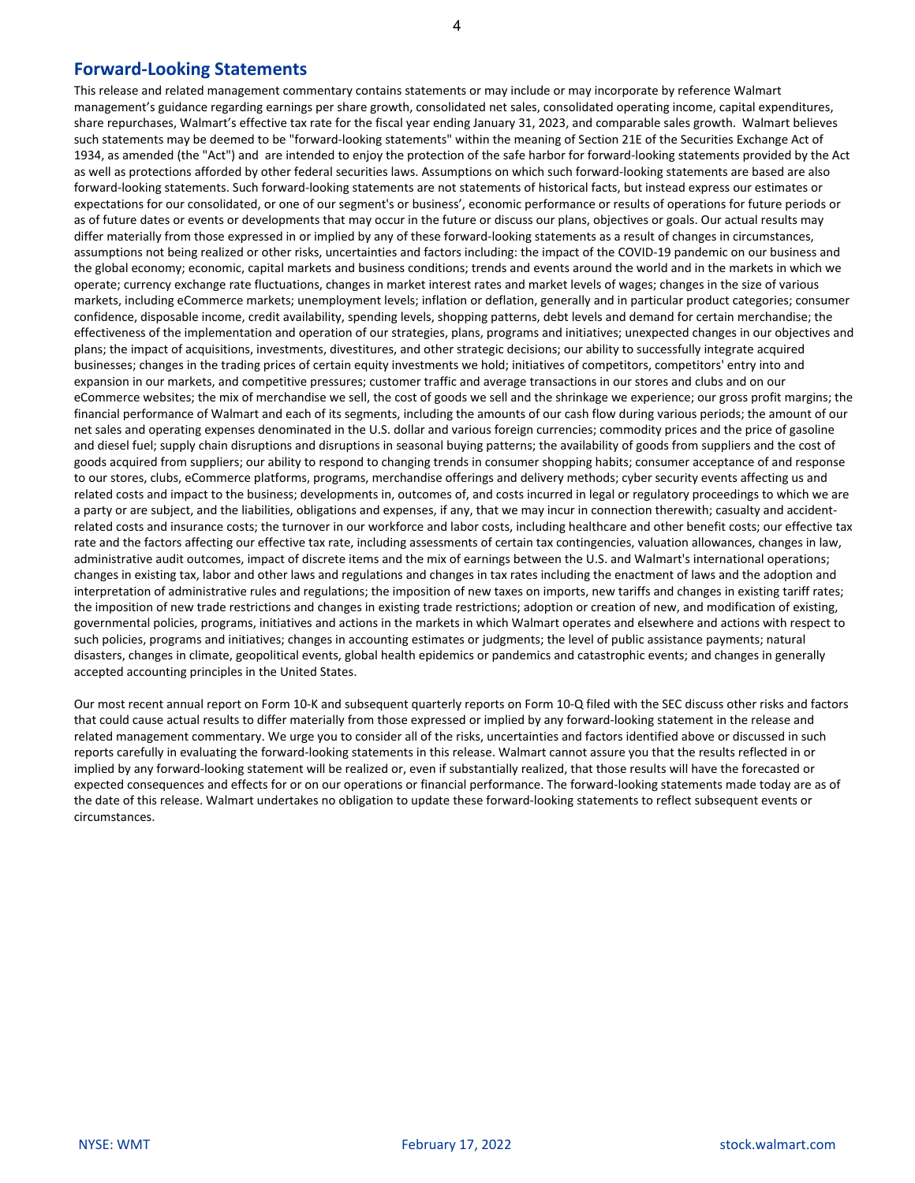## Forward-Looking Statements

This release and related management commentary contains statements or may include or may incorporate by reference Walmart management's guidance regarding earnings per share growth, consolidated net sales, consolidated operating income, capital expenditures, share repurchases, Walmart's effective tax rate for the fiscal year ending January 31, 2023, and comparable sales growth. Walmart believes such statements may be deemed to be "forward-looking statements" within the meaning of Section 21E of the Securities Exchange Act of 1934, as amended (the "Act") and are intended to enjoy the protection of the safe harbor for forward-looking statements provided by the Act as well as protections afforded by other federal securities laws. Assumptions on which such forward-looking statements are based are also forward-looking statements. Such forward-looking statements are not statements of historical facts, but instead express our estimates or expectations for our consolidated, or one of our segment's or business', economic performance or results of operations for future periods or as of future dates or events or developments that may occur in the future or discuss our plans, objectives or goals. Our actual results may differ materially from those expressed in or implied by any of these forward-looking statements as a result of changes in circumstances, assumptions not being realized or other risks, uncertainties and factors including: the impact of the COVID-19 pandemic on our business and the global economy; economic, capital markets and business conditions; trends and events around the world and in the markets in which we operate; currency exchange rate fluctuations, changes in market interest rates and market levels of wages; changes in the size of various markets, including eCommerce markets; unemployment levels; inflation or deflation, generally and in particular product categories; consumer confidence, disposable income, credit availability, spending levels, shopping patterns, debt levels and demand for certain merchandise; the effectiveness of the implementation and operation of our strategies, plans, programs and initiatives; unexpected changes in our objectives and plans; the impact of acquisitions, investments, divestitures, and other strategic decisions; our ability to successfully integrate acquired businesses; changes in the trading prices of certain equity investments we hold; initiatives of competitors, competitors' entry into and expansion in our markets, and competitive pressures; customer traffic and average transactions in our stores and clubs and on our eCommerce websites; the mix of merchandise we sell, the cost of goods we sell and the shrinkage we experience; our gross profit margins; the financial performance of Walmart and each of its segments, including the amounts of our cash flow during various periods; the amount of our net sales and operating expenses denominated in the U.S. dollar and various foreign currencies; commodity prices and the price of gasoline and diesel fuel; supply chain disruptions and disruptions in seasonal buying patterns; the availability of goods from suppliers and the cost of goods acquired from suppliers; our ability to respond to changing trends in consumer shopping habits; consumer acceptance of and response to our stores, clubs, eCommerce platforms, programs, merchandise offerings and delivery methods; cyber security events affecting us and related costs and impact to the business; developments in, outcomes of, and costs incurred in legal or regulatory proceedings to which we are a party or are subject, and the liabilities, obligations and expenses, if any, that we may incur in connection therewith; casualty and accident-related costs and insurance costs; the turnover in our workforce and labor costs, including healthcare and other benefit costs; our effective tax rate and the factors affecting our effective tax rate, including assessments of certain tax contingencies, valuation allowances, changes in law, administrative audit outcomes, impact of discrete items and the mix of earnings between the U.S. and Walmart's international operations; changes in existing tax, labor and other laws and regulations and changes in tax rates including the enactment of laws and the adoption and interpretation of administrative rules and regulations; the imposition of new taxes on imports, new tariffs and changes in existing tariff rates; the imposition of new trade restrictions and changes in existing trade restrictions; adoption or creation of new, and modification of existing, governmental policies, programs, initiatives and actions in the markets in which Walmart operates and elsewhere and actions with respect to such policies, programs and initiatives; changes in accounting estimates or judgments; the level of public assistance payments; natural disasters, changes in climate, geopolitical events, global health epidemics or pandemics and catastrophic events; and changes in generally accepted accounting principles in the United States.

Our most recent annual report on Form 10-K and subsequent quarterly reports on Form 10-Q filed with the SEC discuss other risks and factors that could cause actual results to differ materially from those expressed or implied by any forward-looking statement in the release and related management commentary. We urge you to consider all of the risks, uncertainties and factors identified above or discussed in such reports carefully in evaluating the forward-looking statements in this release. Walmart cannot assure you that the results reflected in or implied by any forward-looking statement will be realized or, even if substantially realized, that those results will have the forecasted or expected consequences and effects for or on our operations or financial performance. The forward-looking statements made today are as of the date of this release. Walmart undertakes no obligation to update these forward-looking statements to reflect subsequent events or circumstances.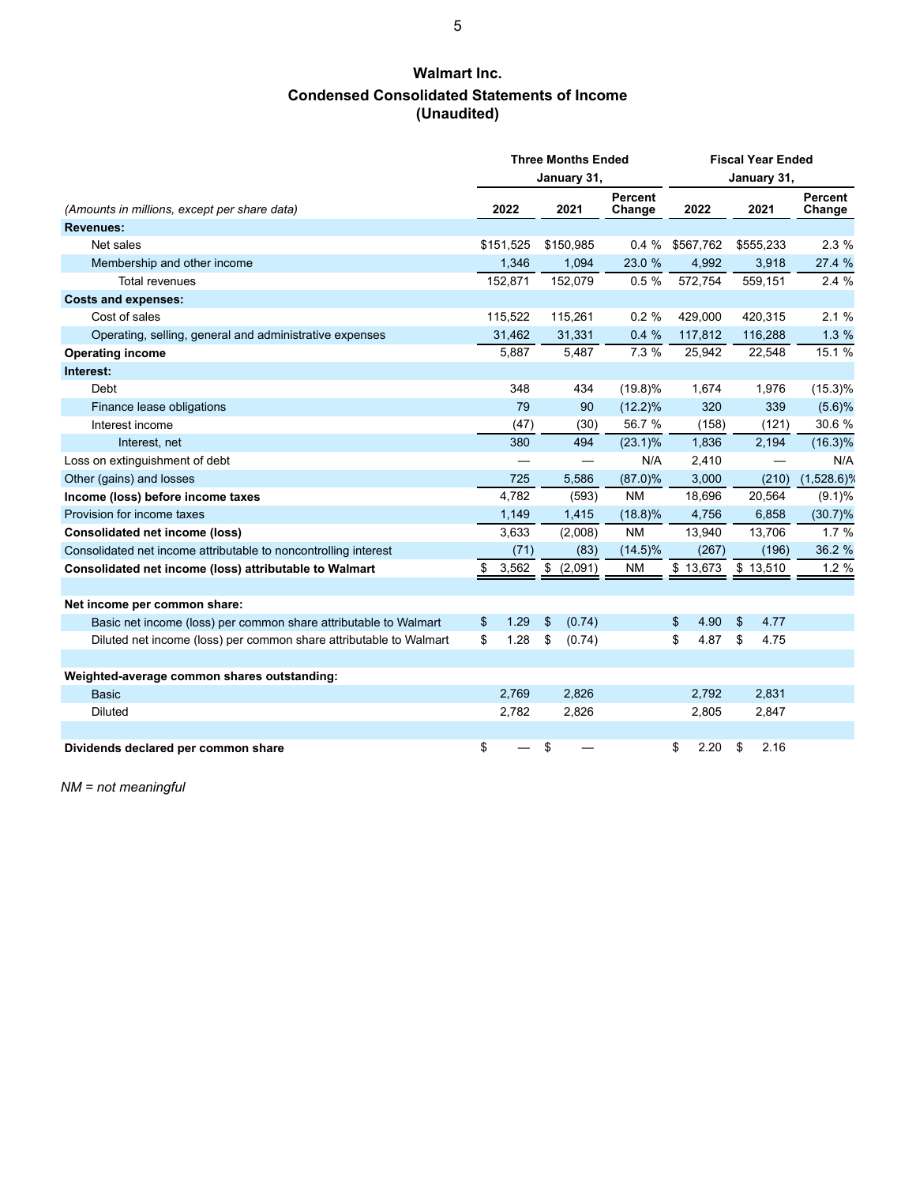## Walmart Inc.

### Condensed Consolidated Statements of Income

### (Unaudited)

| | Three Months Ended January 31, | | | Fiscal Year Ended January 31, | | |
|---|---|---|---|---|---|---|
| *(Amounts in millions, except per share data)* | 2022 | 2021 | Percent Change | 2022 | 2021 | Percent Change |
| **Revenues:** | | | | | | |
| Net sales | $151,525 | $150,985 | 0.4 % | $567,762 | $555,233 | 2.3 % |
| Membership and other income | 1,346 | 1,094 | 23.0 % | 4,992 | 3,918 | 27.4 % |
| Total revenues | 152,871 | 152,079 | 0.5 % | 572,754 | 559,151 | 2.4 % |
| **Costs and expenses:** | | | | | | |
| Cost of sales | 115,522 | 115,261 | 0.2 % | 429,000 | 420,315 | 2.1 % |
| Operating, selling, general and administrative expenses | 31,462 | 31,331 | 0.4 % | 117,812 | 116,288 | 1.3 % |
| **Operating income** | 5,887 | 5,487 | 7.3 % | 25,942 | 22,548 | 15.1 % |
| **Interest:** | | | | | | |
| Debt | 348 | 434 | (19.8)% | 1,674 | 1,976 | (15.3)% |
| Finance lease obligations | 79 | 90 | (12.2)% | 320 | 339 | (5.6)% |
| Interest income | (47) | (30) | 56.7 % | (158) | (121) | 30.6 % |
| Interest, net | 380 | 494 | (23.1)% | 1,836 | 2,194 | (16.3)% |
| Loss on extinguishment of debt | — | — | N/A | 2,410 | — | N/A |
| Other (gains) and losses | 725 | 5,586 | (87.0)% | 3,000 | (210) | (1,528.6)% |
| **Income (loss) before income taxes** | 4,782 | (593) | NM | 18,696 | 20,564 | (9.1)% |
| Provision for income taxes | 1,149 | 1,415 | (18.8)% | 4,756 | 6,858 | (30.7)% |
| **Consolidated net income (loss)** | 3,633 | (2,008) | NM | 13,940 | 13,706 | 1.7 % |
| Consolidated net income attributable to noncontrolling interest | (71) | (83) | (14.5)% | (267) | (196) | 36.2 % |
| **Consolidated net income (loss) attributable to Walmart** | $ 3,562 | $ (2,091) | NM | $ 13,673 | $ 13,510 | 1.2 % |
| | | | | | | |
| **Net income per common share:** | | | | | | |
| Basic net income (loss) per common share attributable to Walmart | $ 1.29 | $ (0.74) | | $ 4.90 | $ 4.77 | |
| Diluted net income (loss) per common share attributable to Walmart | $ 1.28 | $ (0.74) | | $ 4.87 | $ 4.75 | |
| | | | | | | |
| **Weighted-average common shares outstanding:** | | | | | | |
| Basic | 2,769 | 2,826 | | 2,792 | 2,831 | |
| Diluted | 2,782 | 2,826 | | 2,805 | 2,847 | |
| | | | | | | |
| **Dividends declared per common share** | $ — | $ — | | $ 2.20 | $ 2.16 | |

*NM = not meaningful*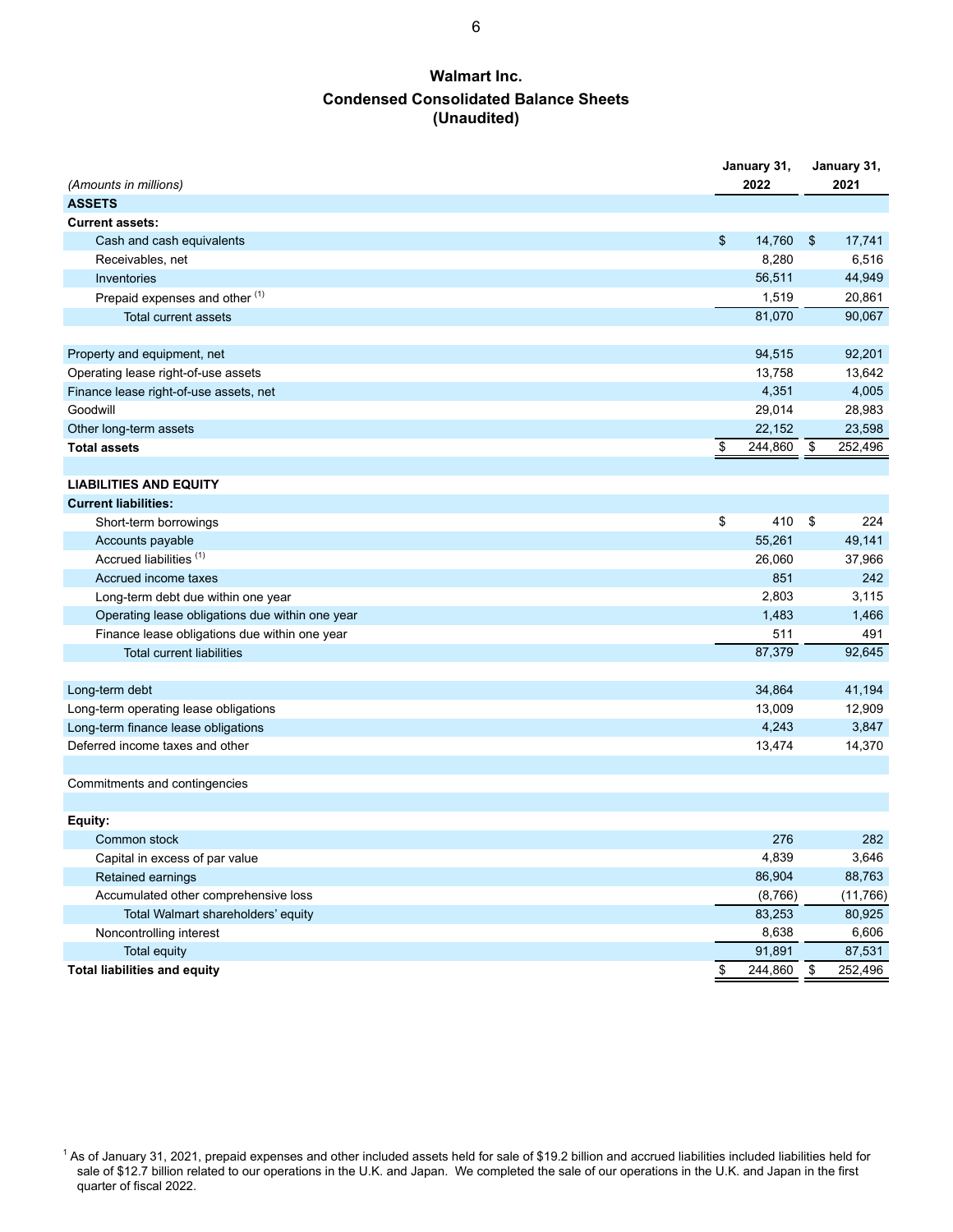# Walmart Inc.

## Condensed Consolidated Balance Sheets

## (Unaudited)

| *(Amounts in millions)* | January 31, 2022 | January 31, 2021 |
|---|---|---|
| **ASSETS** | | |
| **Current assets:** | | |
| Cash and cash equivalents | $ 14,760 | $ 17,741 |
| Receivables, net | 8,280 | 6,516 |
| Inventories | 56,511 | 44,949 |
| Prepaid expenses and other [(1)] | 1,519 | 20,861 |
| Total current assets | 81,070 | 90,067 |
| | | |
| Property and equipment, net | 94,515 | 92,201 |
| Operating lease right-of-use assets | 13,758 | 13,642 |
| Finance lease right-of-use assets, net | 4,351 | 4,005 |
| Goodwill | 29,014 | 28,983 |
| Other long-term assets | 22,152 | 23,598 |
| **Total assets** | $ 244,860 | $ 252,496 |
| | | |
| **LIABILITIES AND EQUITY** | | |
| **Current liabilities:** | | |
| Short-term borrowings | $ 410 | $ 224 |
| Accounts payable | 55,261 | 49,141 |
| Accrued liabilities [(1)] | 26,060 | 37,966 |
| Accrued income taxes | 851 | 242 |
| Long-term debt due within one year | 2,803 | 3,115 |
| Operating lease obligations due within one year | 1,483 | 1,466 |
| Finance lease obligations due within one year | 511 | 491 |
| Total current liabilities | 87,379 | 92,645 |
| | | |
| Long-term debt | 34,864 | 41,194 |
| Long-term operating lease obligations | 13,009 | 12,909 |
| Long-term finance lease obligations | 4,243 | 3,847 |
| Deferred income taxes and other | 13,474 | 14,370 |
| | | |
| Commitments and contingencies | | |
| | | |
| **Equity:** | | |
| Common stock | 276 | 282 |
| Capital in excess of par value | 4,839 | 3,646 |
| Retained earnings | 86,904 | 88,763 |
| Accumulated other comprehensive loss | (8,766) | (11,766) |
| Total Walmart shareholders' equity | 83,253 | 80,925 |
| Noncontrolling interest | 8,638 | 6,606 |
| Total equity | 91,891 | 87,531 |
| **Total liabilities and equity** | $ 244,860 | $ 252,496 |

[1] As of January 31, 2021, prepaid expenses and other included assets held for sale of $19.2 billion and accrued liabilities included liabilities held for sale of $12.7 billion related to our operations in the U.K. and Japan. We completed the sale of our operations in the U.K. and Japan in the first quarter of fiscal 2022.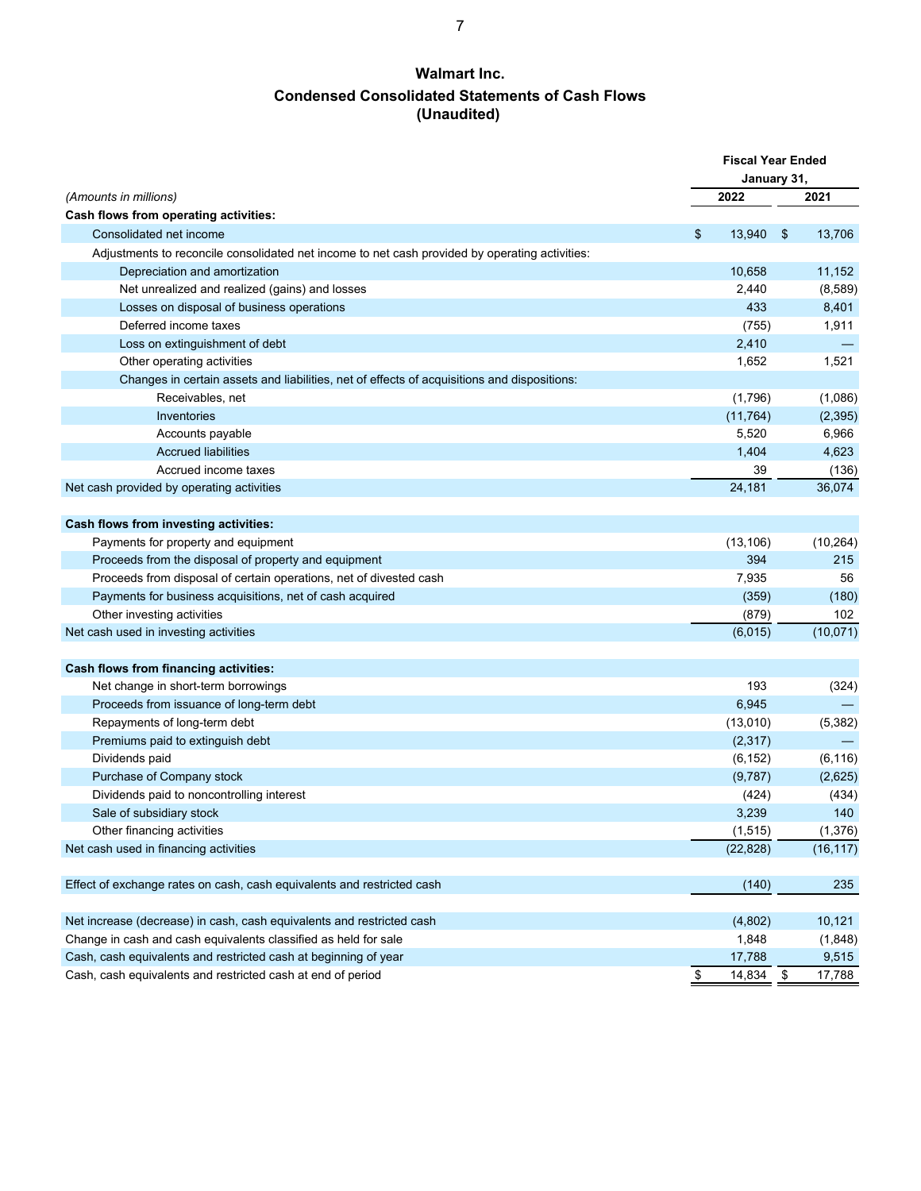# Walmart Inc.

## Condensed Consolidated Statements of Cash Flows
## (Unaudited)

| | Fiscal Year Ended January 31, | |
|---|---|---|
| *(Amounts in millions)* | 2022 | 2021 |
| **Cash flows from operating activities:** | | |
| Consolidated net income | $ 13,940 | $ 13,706 |
| Adjustments to reconcile consolidated net income to net cash provided by operating activities: | | |
| Depreciation and amortization | 10,658 | 11,152 |
| Net unrealized and realized (gains) and losses | 2,440 | (8,589) |
| Losses on disposal of business operations | 433 | 8,401 |
| Deferred income taxes | (755) | 1,911 |
| Loss on extinguishment of debt | 2,410 | — |
| Other operating activities | 1,652 | 1,521 |
| Changes in certain assets and liabilities, net of effects of acquisitions and dispositions: | | |
| Receivables, net | (1,796) | (1,086) |
| Inventories | (11,764) | (2,395) |
| Accounts payable | 5,520 | 6,966 |
| Accrued liabilities | 1,404 | 4,623 |
| Accrued income taxes | 39 | (136) |
| Net cash provided by operating activities | 24,181 | 36,074 |
| | | |
| **Cash flows from investing activities:** | | |
| Payments for property and equipment | (13,106) | (10,264) |
| Proceeds from the disposal of property and equipment | 394 | 215 |
| Proceeds from disposal of certain operations, net of divested cash | 7,935 | 56 |
| Payments for business acquisitions, net of cash acquired | (359) | (180) |
| Other investing activities | (879) | 102 |
| Net cash used in investing activities | (6,015) | (10,071) |
| | | |
| **Cash flows from financing activities:** | | |
| Net change in short-term borrowings | 193 | (324) |
| Proceeds from issuance of long-term debt | 6,945 | — |
| Repayments of long-term debt | (13,010) | (5,382) |
| Premiums paid to extinguish debt | (2,317) | — |
| Dividends paid | (6,152) | (6,116) |
| Purchase of Company stock | (9,787) | (2,625) |
| Dividends paid to noncontrolling interest | (424) | (434) |
| Sale of subsidiary stock | 3,239 | 140 |
| Other financing activities | (1,515) | (1,376) |
| Net cash used in financing activities | (22,828) | (16,117) |
| | | |
| Effect of exchange rates on cash, cash equivalents and restricted cash | (140) | 235 |
| | | |
| Net increase (decrease) in cash, cash equivalents and restricted cash | (4,802) | 10,121 |
| Change in cash and cash equivalents classified as held for sale | 1,848 | (1,848) |
| Cash, cash equivalents and restricted cash at beginning of year | 17,788 | 9,515 |
| Cash, cash equivalents and restricted cash at end of period | $ 14,834 | $ 17,788 |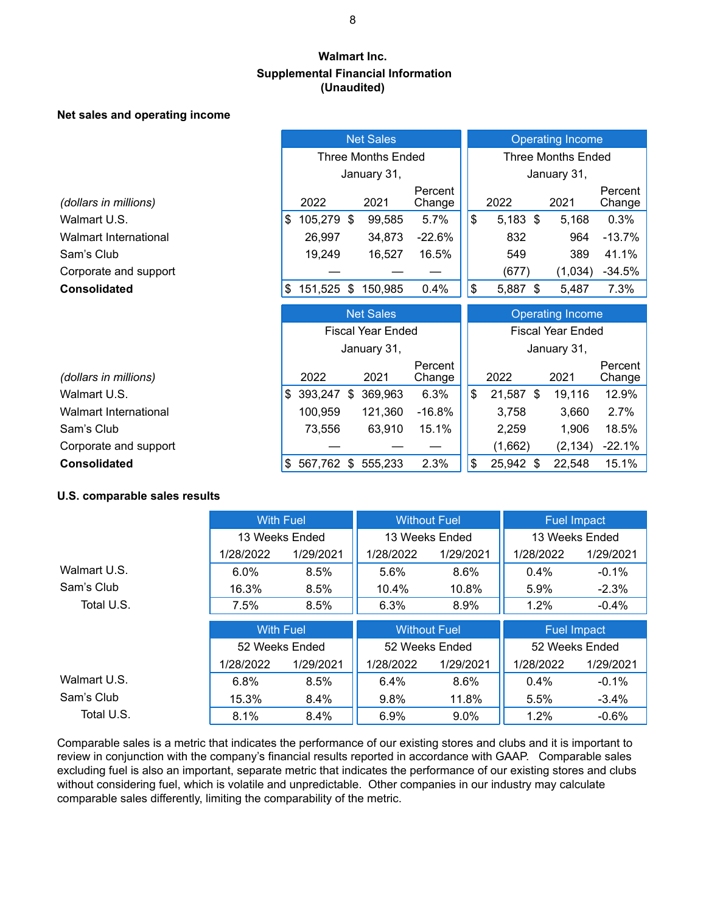# Walmart Inc.
## Supplemental Financial Information
## (Unaudited)

**Net sales and operating income**

| *(dollars in millions)* | Net Sales Three Months Ended January 31, | | | Operating Income Three Months Ended January 31, | | |
|---|---|---|---|---|---|---|
| | 2022 | 2021 | Percent Change | 2022 | 2021 | Percent Change |
| Walmart U.S. | $ 105,279 | $ 99,585 | 5.7% | $ 5,183 | $ 5,168 | 0.3% |
| Walmart International | 26,997 | 34,873 | -22.6% | 832 | 964 | -13.7% |
| Sam's Club | 19,249 | 16,527 | 16.5% | 549 | 389 | 41.1% |
| Corporate and support | — | — | — | (677) | (1,034) | -34.5% |
| **Consolidated** | $ 151,525 | $ 150,985 | 0.4% | $ 5,887 | $ 5,487 | 7.3% |

| *(dollars in millions)* | Net Sales Fiscal Year Ended January 31, | | | Operating Income Fiscal Year Ended January 31, | | |
|---|---|---|---|---|---|---|
| | 2022 | 2021 | Percent Change | 2022 | 2021 | Percent Change |
| Walmart U.S. | $ 393,247 | $ 369,963 | 6.3% | $ 21,587 | $ 19,116 | 12.9% |
| Walmart International | 100,959 | 121,360 | -16.8% | 3,758 | 3,660 | 2.7% |
| Sam's Club | 73,556 | 63,910 | 15.1% | 2,259 | 1,906 | 18.5% |
| Corporate and support | — | — | — | (1,662) | (2,134) | -22.1% |
| **Consolidated** | $ 567,762 | $ 555,233 | 2.3% | $ 25,942 | $ 22,548 | 15.1% |

**U.S. comparable sales results**

| | With Fuel 13 Weeks Ended | | Without Fuel 13 Weeks Ended | | Fuel Impact 13 Weeks Ended | |
|---|---|---|---|---|---|---|
| | 1/28/2022 | 1/29/2021 | 1/28/2022 | 1/29/2021 | 1/28/2022 | 1/29/2021 |
| Walmart U.S. | 6.0% | 8.5% | 5.6% | 8.6% | 0.4% | -0.1% |
| Sam's Club | 16.3% | 8.5% | 10.4% | 10.8% | 5.9% | -2.3% |
| Total U.S. | 7.5% | 8.5% | 6.3% | 8.9% | 1.2% | -0.4% |

| | With Fuel 52 Weeks Ended | | Without Fuel 52 Weeks Ended | | Fuel Impact 52 Weeks Ended | |
|---|---|---|---|---|---|---|
| | 1/28/2022 | 1/29/2021 | 1/28/2022 | 1/29/2021 | 1/28/2022 | 1/29/2021 |
| Walmart U.S. | 6.8% | 8.5% | 6.4% | 8.6% | 0.4% | -0.1% |
| Sam's Club | 15.3% | 8.4% | 9.8% | 11.8% | 5.5% | -3.4% |
| Total U.S. | 8.1% | 8.4% | 6.9% | 9.0% | 1.2% | -0.6% |

Comparable sales is a metric that indicates the performance of our existing stores and clubs and it is important to review in conjunction with the company's financial results reported in accordance with GAAP. Comparable sales excluding fuel is also an important, separate metric that indicates the performance of our existing stores and clubs without considering fuel, which is volatile and unpredictable. Other companies in our industry may calculate comparable sales differently, limiting the comparability of the metric.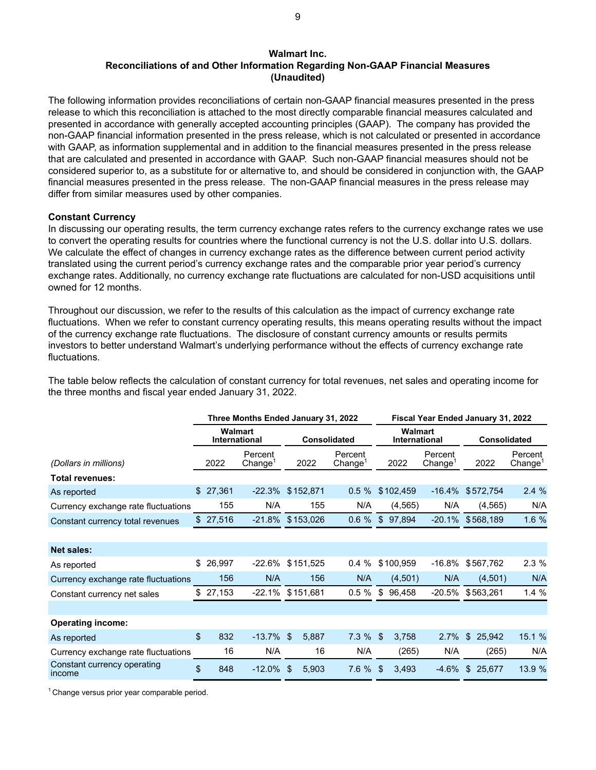**Walmart Inc.**
**Reconciliations of and Other Information Regarding Non-GAAP Financial Measures**
**(Unaudited)**

The following information provides reconciliations of certain non-GAAP financial measures presented in the press release to which this reconciliation is attached to the most directly comparable financial measures calculated and presented in accordance with generally accepted accounting principles (GAAP). The company has provided the non-GAAP financial information presented in the press release, which is not calculated or presented in accordance with GAAP, as information supplemental and in addition to the financial measures presented in the press release that are calculated and presented in accordance with GAAP. Such non-GAAP financial measures should not be considered superior to, as a substitute for or alternative to, and should be considered in conjunction with, the GAAP financial measures presented in the press release. The non-GAAP financial measures in the press release may differ from similar measures used by other companies.

**Constant Currency**

In discussing our operating results, the term currency exchange rates refers to the currency exchange rates we use to convert the operating results for countries where the functional currency is not the U.S. dollar into U.S. dollars. We calculate the effect of changes in currency exchange rates as the difference between current period activity translated using the current period's currency exchange rates and the comparable prior year period's currency exchange rates. Additionally, no currency exchange rate fluctuations are calculated for non-USD acquisitions until owned for 12 months.

Throughout our discussion, we refer to the results of this calculation as the impact of currency exchange rate fluctuations. When we refer to constant currency operating results, this means operating results without the impact of the currency exchange rate fluctuations. The disclosure of constant currency amounts or results permits investors to better understand Walmart's underlying performance without the effects of currency exchange rate fluctuations.

The table below reflects the calculation of constant currency for total revenues, net sales and operating income for the three months and fiscal year ended January 31, 2022.

| | Three Months Ended January 31, 2022 | | | | Fiscal Year Ended January 31, 2022 | | | |
|---|---|---|---|---|---|---|---|---|
| | Walmart International | | Consolidated | | Walmart International | | Consolidated | |
| *(Dollars in millions)* | 2022 | Percent Change[1] | 2022 | Percent Change[1] | 2022 | Percent Change[1] | 2022 | Percent Change[1] |
| **Total revenues:** | | | | | | | | |
| As reported | $ 27,361 | -22.3% | $ 152,871 | 0.5 % | $ 102,459 | -16.4% | $ 572,754 | 2.4 % |
| Currency exchange rate fluctuations | 155 | N/A | 155 | N/A | (4,565) | N/A | (4,565) | N/A |
| Constant currency total revenues | $ 27,516 | -21.8% | $ 153,026 | 0.6 % | $ 97,894 | -20.1% | $ 568,189 | 1.6 % |
| **Net sales:** | | | | | | | | |
| As reported | $ 26,997 | -22.6% | $ 151,525 | 0.4 % | $ 100,959 | -16.8% | $ 567,762 | 2.3 % |
| Currency exchange rate fluctuations | 156 | N/A | 156 | N/A | (4,501) | N/A | (4,501) | N/A |
| Constant currency net sales | $ 27,153 | -22.1% | $ 151,681 | 0.5 % | $ 96,458 | -20.5% | $ 563,261 | 1.4 % |
| **Operating income:** | | | | | | | | |
| As reported | $ 832 | -13.7% | $ 5,887 | 7.3 % | $ 3,758 | 2.7% | $ 25,942 | 15.1 % |
| Currency exchange rate fluctuations | 16 | N/A | 16 | N/A | (265) | N/A | (265) | N/A |
| Constant currency operating income | $ 848 | -12.0% | $ 5,903 | 7.6 % | $ 3,493 | -4.6% | $ 25,677 | 13.9 % |

[1] Change versus prior year comparable period.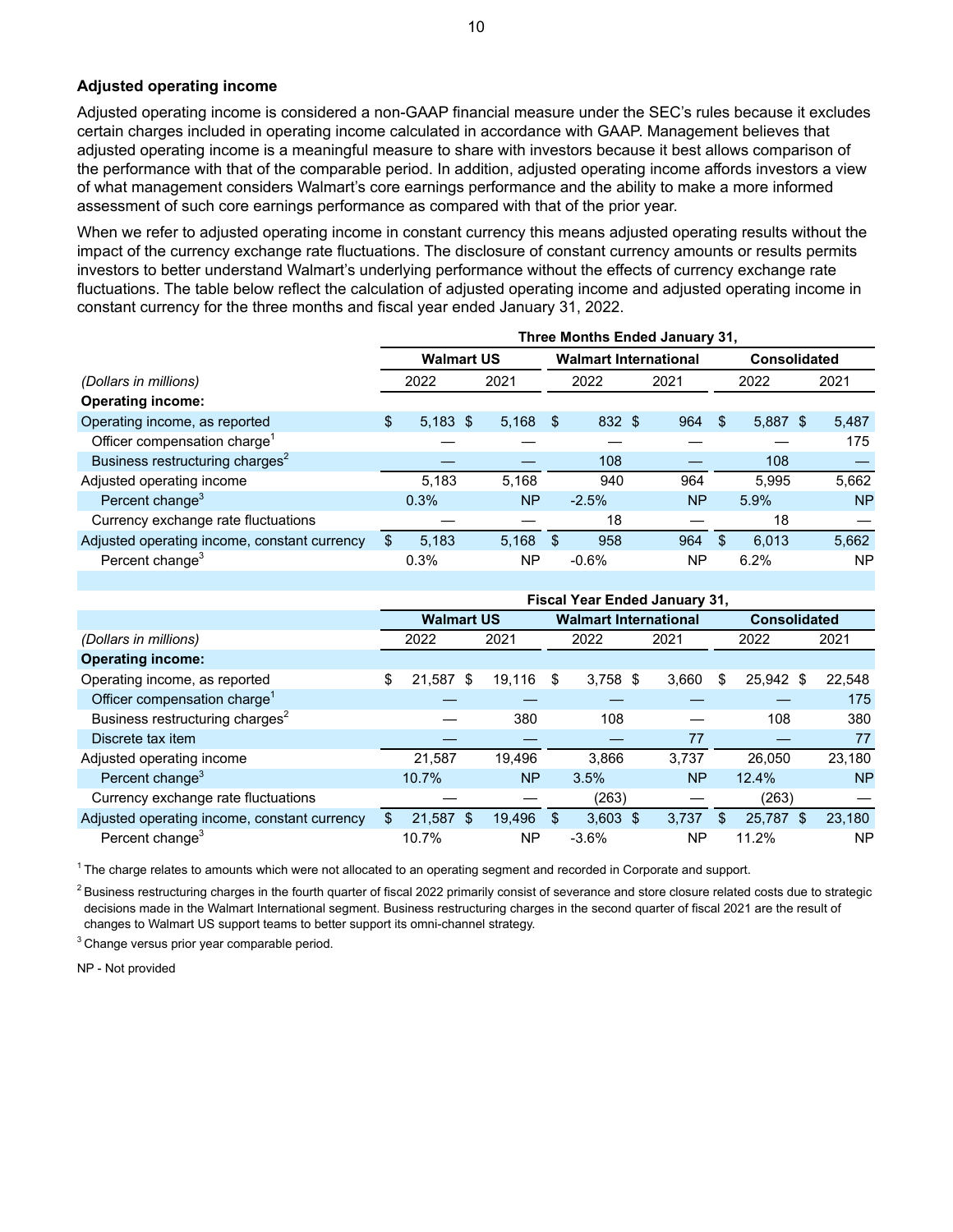### Adjusted operating income

Adjusted operating income is considered a non-GAAP financial measure under the SEC's rules because it excludes certain charges included in operating income calculated in accordance with GAAP. Management believes that adjusted operating income is a meaningful measure to share with investors because it best allows comparison of the performance with that of the comparable period. In addition, adjusted operating income affords investors a view of what management considers Walmart's core earnings performance and the ability to make a more informed assessment of such core earnings performance as compared with that of the prior year.

When we refer to adjusted operating income in constant currency this means adjusted operating results without the impact of the currency exchange rate fluctuations. The disclosure of constant currency amounts or results permits investors to better understand Walmart's underlying performance without the effects of currency exchange rate fluctuations. The table below reflect the calculation of adjusted operating income and adjusted operating income in constant currency for the three months and fiscal year ended January 31, 2022.

| | Three Months Ended January 31, | | | | | |
|---|---|---|---|---|---|---|
| | Walmart US | | Walmart International | | Consolidated | |
| *(Dollars in millions)* | 2022 | 2021 | 2022 | 2021 | 2022 | 2021 |
| **Operating income:** | | | | | | |
| Operating income, as reported | $ 5,183 | $ 5,168 | $ 832 | $ 964 | $ 5,887 | $ 5,487 |
| Officer compensation charge[1] | — | — | — | — | — | 175 |
| Business restructuring charges[2] | — | — | 108 | — | 108 | — |
| Adjusted operating income | 5,183 | 5,168 | 940 | 964 | 5,995 | 5,662 |
| Percent change[3] | 0.3% | NP | -2.5% | NP | 5.9% | NP |
| Currency exchange rate fluctuations | — | — | 18 | — | 18 | — |
| Adjusted operating income, constant currency | $ 5,183 | 5,168 | $ 958 | 964 | $ 6,013 | 5,662 |
| Percent change[3] | 0.3% | NP | -0.6% | NP | 6.2% | NP |

| | Fiscal Year Ended January 31, | | | | | |
|---|---|---|---|---|---|---|
| | Walmart US | | Walmart International | | Consolidated | |
| *(Dollars in millions)* | 2022 | 2021 | 2022 | 2021 | 2022 | 2021 |
| **Operating income:** | | | | | | |
| Operating income, as reported | $ 21,587 | $ 19,116 | $ 3,758 | $ 3,660 | $ 25,942 | $ 22,548 |
| Officer compensation charge[1] | — | — | — | — | — | 175 |
| Business restructuring charges[2] | — | 380 | 108 | — | 108 | 380 |
| Discrete tax item | — | — | — | 77 | — | 77 |
| Adjusted operating income | 21,587 | 19,496 | 3,866 | 3,737 | 26,050 | 23,180 |
| Percent change[3] | 10.7% | NP | 3.5% | NP | 12.4% | NP |
| Currency exchange rate fluctuations | — | — | (263) | — | (263) | — |
| Adjusted operating income, constant currency | $ 21,587 | $ 19,496 | $ 3,603 | $ 3,737 | $ 25,787 | $ 23,180 |
| Percent change[3] | 10.7% | NP | -3.6% | NP | 11.2% | NP |

[1] The charge relates to amounts which were not allocated to an operating segment and recorded in Corporate and support.

[2] Business restructuring charges in the fourth quarter of fiscal 2022 primarily consist of severance and store closure related costs due to strategic decisions made in the Walmart International segment. Business restructuring charges in the second quarter of fiscal 2021 are the result of changes to Walmart US support teams to better support its omni-channel strategy.

[3] Change versus prior year comparable period.

NP - Not provided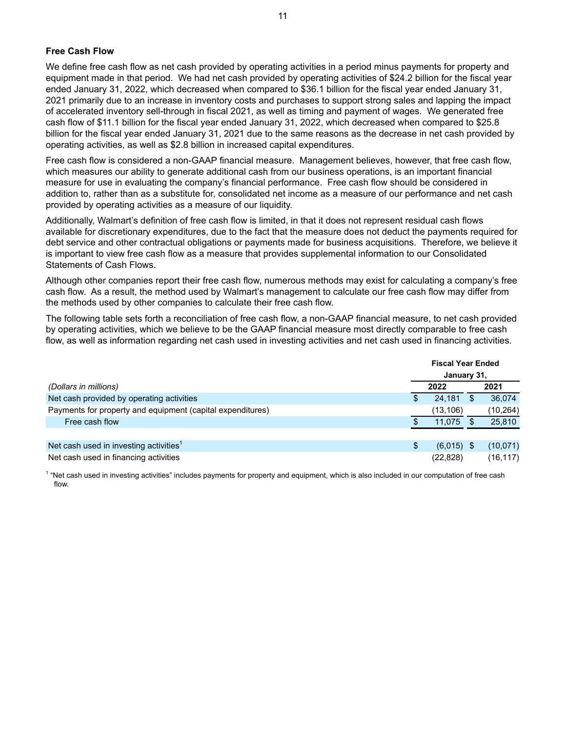**Free Cash Flow**

We define free cash flow as net cash provided by operating activities in a period minus payments for property and equipment made in that period. We had net cash provided by operating activities of $24.2 billion for the fiscal year ended January 31, 2022, which decreased when compared to $36.1 billion for the fiscal year ended January 31, 2021 primarily due to an increase in inventory costs and purchases to support strong sales and lapping the impact of accelerated inventory sell-through in fiscal 2021, as well as timing and payment of wages. We generated free cash flow of $11.1 billion for the fiscal year ended January 31, 2022, which decreased when compared to $25.8 billion for the fiscal year ended January 31, 2021 due to the same reasons as the decrease in net cash provided by operating activities, as well as $2.8 billion in increased capital expenditures.

Free cash flow is considered a non-GAAP financial measure. Management believes, however, that free cash flow, which measures our ability to generate additional cash from our business operations, is an important financial measure for use in evaluating the company's financial performance. Free cash flow should be considered in addition to, rather than as a substitute for, consolidated net income as a measure of our performance and net cash provided by operating activities as a measure of our liquidity.

Additionally, Walmart's definition of free cash flow is limited, in that it does not represent residual cash flows available for discretionary expenditures, due to the fact that the measure does not deduct the payments required for debt service and other contractual obligations or payments made for business acquisitions. Therefore, we believe it is important to view free cash flow as a measure that provides supplemental information to our Consolidated Statements of Cash Flows.

Although other companies report their free cash flow, numerous methods may exist for calculating a company's free cash flow. As a result, the method used by Walmart's management to calculate our free cash flow may differ from the methods used by other companies to calculate their free cash flow.

The following table sets forth a reconciliation of free cash flow, a non-GAAP financial measure, to net cash provided by operating activities, which we believe to be the GAAP financial measure most directly comparable to free cash flow, as well as information regarding net cash used in investing activities and net cash used in financing activities.

| | Fiscal Year Ended January 31, | |
|---|---|---|
| *(Dollars in millions)* | 2022 | 2021 |
| Net cash provided by operating activities | $ 24,181 | $ 36,074 |
| Payments for property and equipment (capital expenditures) | (13,106) | (10,264) |
| Free cash flow | $ 11,075 | $ 25,810 |
| | | |
| Net cash used in investing activities[1] | $ (6,015) | $ (10,071) |
| Net cash used in financing activities | (22,828) | (16,117) |

[1] "Net cash used in investing activities" includes payments for property and equipment, which is also included in our computation of free cash flow.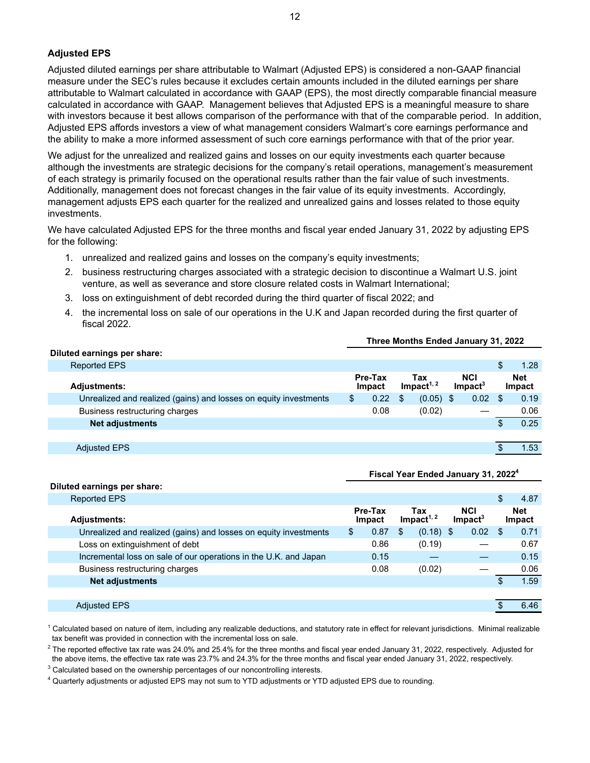### Adjusted EPS

Adjusted diluted earnings per share attributable to Walmart (Adjusted EPS) is considered a non-GAAP financial measure under the SEC's rules because it excludes certain amounts included in the diluted earnings per share attributable to Walmart calculated in accordance with GAAP (EPS), the most directly comparable financial measure calculated in accordance with GAAP. Management believes that Adjusted EPS is a meaningful measure to share with investors because it best allows comparison of the performance with that of the comparable period. In addition, Adjusted EPS affords investors a view of what management considers Walmart's core earnings performance and the ability to make a more informed assessment of such core earnings performance with that of the prior year.

We adjust for the unrealized and realized gains and losses on our equity investments each quarter because although the investments are strategic decisions for the company's retail operations, management's measurement of each strategy is primarily focused on the operational results rather than the fair value of such investments. Additionally, management does not forecast changes in the fair value of its equity investments. Accordingly, management adjusts EPS each quarter for the realized and unrealized gains and losses related to those equity investments.

We have calculated Adjusted EPS for the three months and fiscal year ended January 31, 2022 by adjusting EPS for the following:

1. unrealized and realized gains and losses on the company's equity investments;
2. business restructuring charges associated with a strategic decision to discontinue a Walmart U.S. joint venture, as well as severance and store closure related costs in Walmart International;
3. loss on extinguishment of debt recorded during the third quarter of fiscal 2022; and
4. the incremental loss on sale of our operations in the U.K and Japan recorded during the first quarter of fiscal 2022.

| | Three Months Ended January 31, 2022 | | | |
|---|---|---|---|---|
| **Diluted earnings per share:** | | | | |
| Reported EPS | | | | $ 1.28 |
| **Adjustments:** | **Pre-Tax Impact** | **Tax Impact[1, 2]** | **NCI Impact[3]** | **Net Impact** |
| Unrealized and realized (gains) and losses on equity investments | $ 0.22 | $ (0.05) | $ 0.02 | $ 0.19 |
| Business restructuring charges | 0.08 | (0.02) | — | 0.06 |
| **Net adjustments** | | | | $ 0.25 |
| | | | | |
| Adjusted EPS | | | | $ 1.53 |

| | Fiscal Year Ended January 31, 2022[4] | | | |
|---|---|---|---|---|
| **Diluted earnings per share:** | | | | |
| Reported EPS | | | | $ 4.87 |
| **Adjustments:** | **Pre-Tax Impact** | **Tax Impact[1, 2]** | **NCI Impact[3]** | **Net Impact** |
| Unrealized and realized (gains) and losses on equity investments | $ 0.87 | $ (0.18) | $ 0.02 | $ 0.71 |
| Loss on extinguishment of debt | 0.86 | (0.19) | — | 0.67 |
| Incremental loss on sale of our operations in the U.K. and Japan | 0.15 | — | — | 0.15 |
| Business restructuring charges | 0.08 | (0.02) | — | 0.06 |
| **Net adjustments** | | | | $ 1.59 |
| | | | | |
| Adjusted EPS | | | | $ 6.46 |

[1] Calculated based on nature of item, including any realizable deductions, and statutory rate in effect for relevant jurisdictions. Minimal realizable tax benefit was provided in connection with the incremental loss on sale.

[2] The reported effective tax rate was 24.0% and 25.4% for the three months and fiscal year ended January 31, 2022, respectively. Adjusted for the above items, the effective tax rate was 23.7% and 24.3% for the three months and fiscal year ended January 31, 2022, respectively.

[3] Calculated based on the ownership percentages of our noncontrolling interests.

[4] Quarterly adjustments or adjusted EPS may not sum to YTD adjustments or YTD adjusted EPS due to rounding.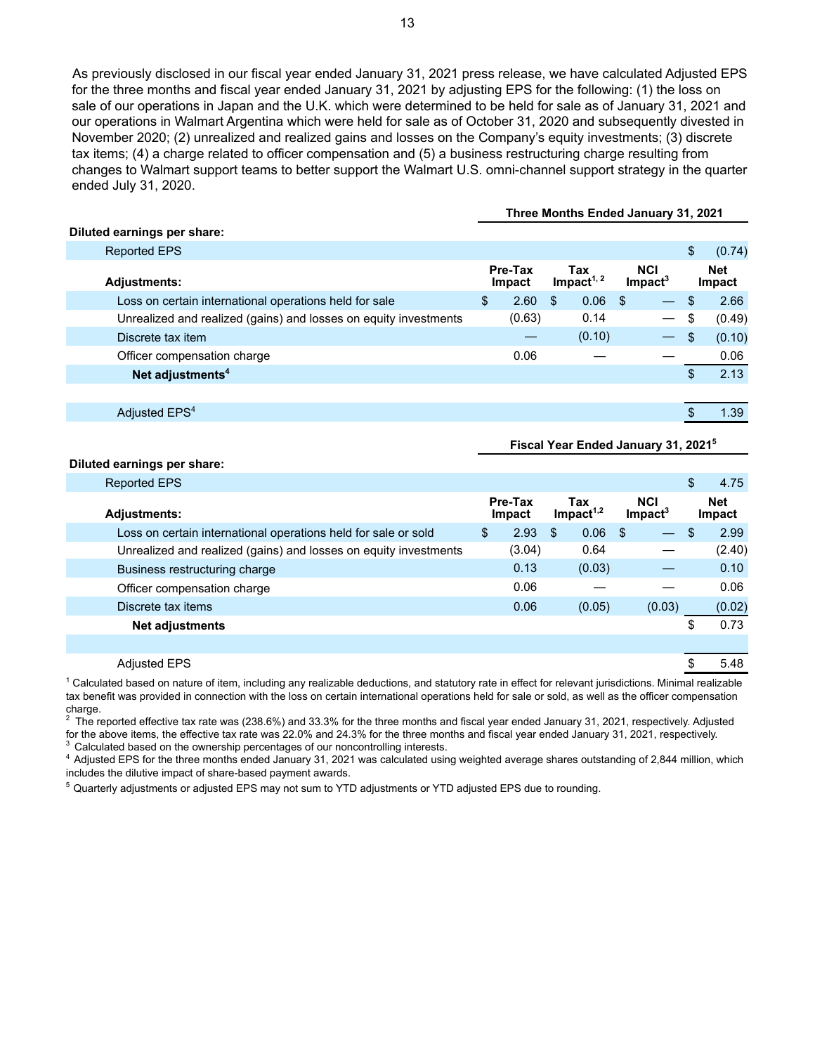As previously disclosed in our fiscal year ended January 31, 2021 press release, we have calculated Adjusted EPS for the three months and fiscal year ended January 31, 2021 by adjusting EPS for the following: (1) the loss on sale of our operations in Japan and the U.K. which were determined to be held for sale as of January 31, 2021 and our operations in Walmart Argentina which were held for sale as of October 31, 2020 and subsequently divested in November 2020; (2) unrealized and realized gains and losses on the Company's equity investments; (3) discrete tax items; (4) a charge related to officer compensation and (5) a business restructuring charge resulting from changes to Walmart support teams to better support the Walmart U.S. omni-channel support strategy in the quarter ended July 31, 2020.

| | Three Months Ended January 31, 2021 | | | |
|---|---|---|---|---|
| **Diluted earnings per share:** | | | | |
| Reported EPS | | | | $ (0.74) |
| **Adjustments:** | **Pre-Tax Impact** | **Tax Impact[1, 2]** | **NCI Impact[3]** | **Net Impact** |
| Loss on certain international operations held for sale | $ 2.60 | $ 0.06 | $ — | $ 2.66 |
| Unrealized and realized (gains) and losses on equity investments | (0.63) | 0.14 | — | $ (0.49) |
| Discrete tax item | — | (0.10) | — | $ (0.10) |
| Officer compensation charge | 0.06 | — | — | 0.06 |
| **Net adjustments[4]** | | | | $ 2.13 |
| | | | | |
| Adjusted EPS[4] | | | | $ 1.39 |

| | Fiscal Year Ended January 31, 2021[5] | | | |
|---|---|---|---|---|
| **Diluted earnings per share:** | | | | |
| Reported EPS | | | | $ 4.75 |
| **Adjustments:** | **Pre-Tax Impact** | **Tax Impact[1,2]** | **NCI Impact[3]** | **Net Impact** |
| Loss on certain international operations held for sale or sold | $ 2.93 | $ 0.06 | $ — | $ 2.99 |
| Unrealized and realized (gains) and losses on equity investments | (3.04) | 0.64 | — | (2.40) |
| Business restructuring charge | 0.13 | (0.03) | — | 0.10 |
| Officer compensation charge | 0.06 | — | — | 0.06 |
| Discrete tax items | 0.06 | (0.05) | (0.03) | (0.02) |
| **Net adjustments** | | | | $ 0.73 |
| | | | | |
| Adjusted EPS | | | | $ 5.48 |

[1] Calculated based on nature of item, including any realizable deductions, and statutory rate in effect for relevant jurisdictions. Minimal realizable tax benefit was provided in connection with the loss on certain international operations held for sale or sold, as well as the officer compensation charge.

[2] The reported effective tax rate was (238.6%) and 33.3% for the three months and fiscal year ended January 31, 2021, respectively. Adjusted for the above items, the effective tax rate was 22.0% and 24.3% for the three months and fiscal year ended January 31, 2021, respectively.

[3] Calculated based on the ownership percentages of our noncontrolling interests.

[4] Adjusted EPS for the three months ended January 31, 2021 was calculated using weighted average shares outstanding of 2,844 million, which includes the dilutive impact of share-based payment awards.

[5] Quarterly adjustments or adjusted EPS may not sum to YTD adjustments or YTD adjusted EPS due to rounding.